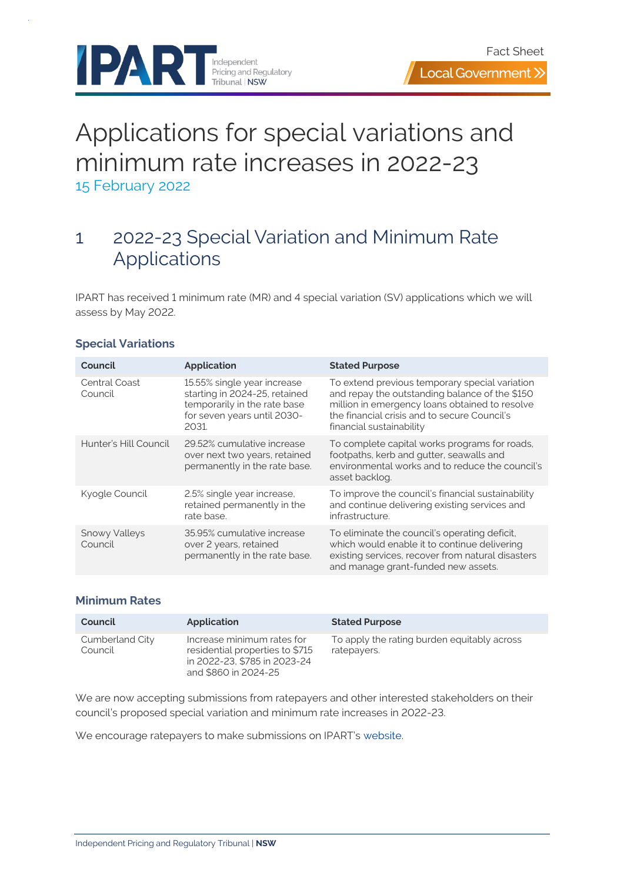Fact Sheet

Local Government

# Applications for special variations and minimum rate increases in 2022-23

15 February 2022

## 1 2022-23 Special Variation and Minimum Rate Applications

IPART has received 1 minimum rate (MR) and 4 special variation (SV) applications which we will assess by May 2022.

### Special Variations

| Council | Application | Stated Purpose |
| --- | --- | --- |
| Central Coast Council | 15.55% single year increase starting in 2024-25, retained temporarily in the rate base for seven years until 2030-2031. | To extend previous temporary special variation and repay the outstanding balance of the $150 million in emergency loans obtained to resolve the financial crisis and to secure Council's financial sustainability |
| Hunter's Hill Council | 29.52% cumulative increase over next two years, retained permanently in the rate base. | To complete capital works programs for roads, footpaths, kerb and gutter, seawalls and environmental works and to reduce the council's asset backlog. |
| Kyogle Council | 2.5% single year increase, retained permanently in the rate base. | To improve the council's financial sustainability and continue delivering existing services and infrastructure. |
| Snowy Valleys Council | 35.95% cumulative increase over 2 years, retained permanently in the rate base. | To eliminate the council's operating deficit, which would enable it to continue delivering existing services, recover from natural disasters and manage grant-funded new assets. |

### Minimum Rates

| Council | Application | Stated Purpose |
| --- | --- | --- |
| Cumberland City Council | Increase minimum rates for residential properties to $715 in 2022-23, $785 in 2023-24 and $860 in 2024-25 | To apply the rating burden equitably across ratepayers. |

We are now accepting submissions from ratepayers and other interested stakeholders on their council's proposed special variation and minimum rate increases in 2022-23.

We encourage ratepayers to make submissions on IPART's website.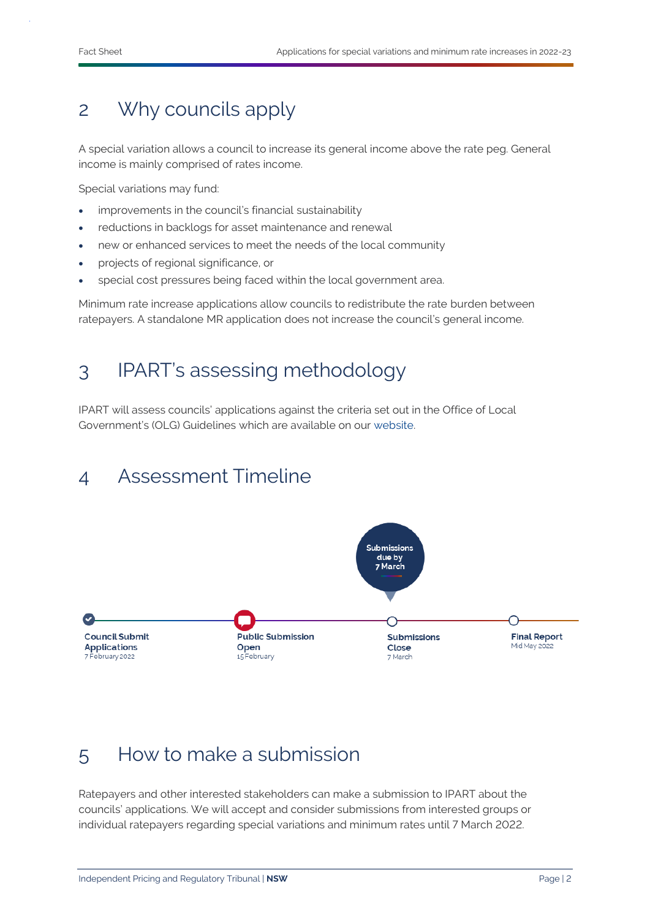## 2 Why councils apply

A special variation allows a council to increase its general income above the rate peg. General income is mainly comprised of rates income.

Special variations may fund:

- improvements in the council's financial sustainability
- reductions in backlogs for asset maintenance and renewal
- new or enhanced services to meet the needs of the local community
- projects of regional significance, or
- special cost pressures being faced within the local government area.

Minimum rate increase applications allow councils to redistribute the rate burden between ratepayers. A standalone MR application does not increase the council's general income.

## 3 IPART's assessing methodology

IPART will assess councils' applications against the criteria set out in the Office of Local Government's (OLG) Guidelines which are available on our website.

## 4 Assessment Timeline

Submissions due by 7 March

- **Council Submit Applications** – 7 February 2022
- **Public Submission Open** – 15 February
- **Submissions Close** – 7 March
- **Final Report** – Mid May 2022

## 5 How to make a submission

Ratepayers and other interested stakeholders can make a submission to IPART about the councils' applications. We will accept and consider submissions from interested groups or individual ratepayers regarding special variations and minimum rates until 7 March 2022.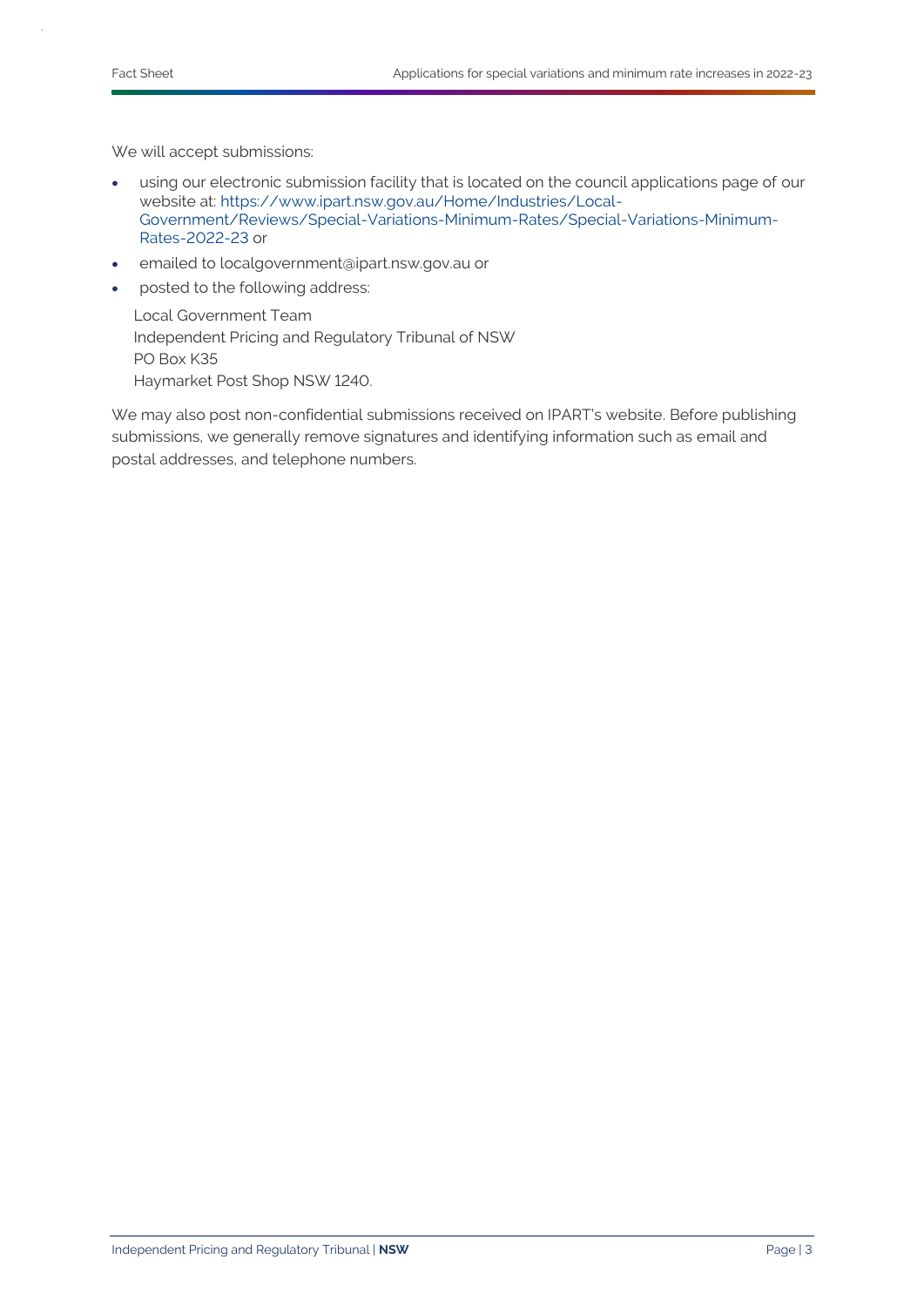We will accept submissions:

- using our electronic submission facility that is located on the council applications page of our website at: https://www.ipart.nsw.gov.au/Home/Industries/Local-Government/Reviews/Special-Variations-Minimum-Rates/Special-Variations-Minimum-Rates-2022-23 or
- emailed to localgovernment@ipart.nsw.gov.au or
- posted to the following address:

  Local Government Team
  Independent Pricing and Regulatory Tribunal of NSW
  PO Box K35
  Haymarket Post Shop NSW 1240.

We may also post non-confidential submissions received on IPART's website. Before publishing submissions, we generally remove signatures and identifying information such as email and postal addresses, and telephone numbers.